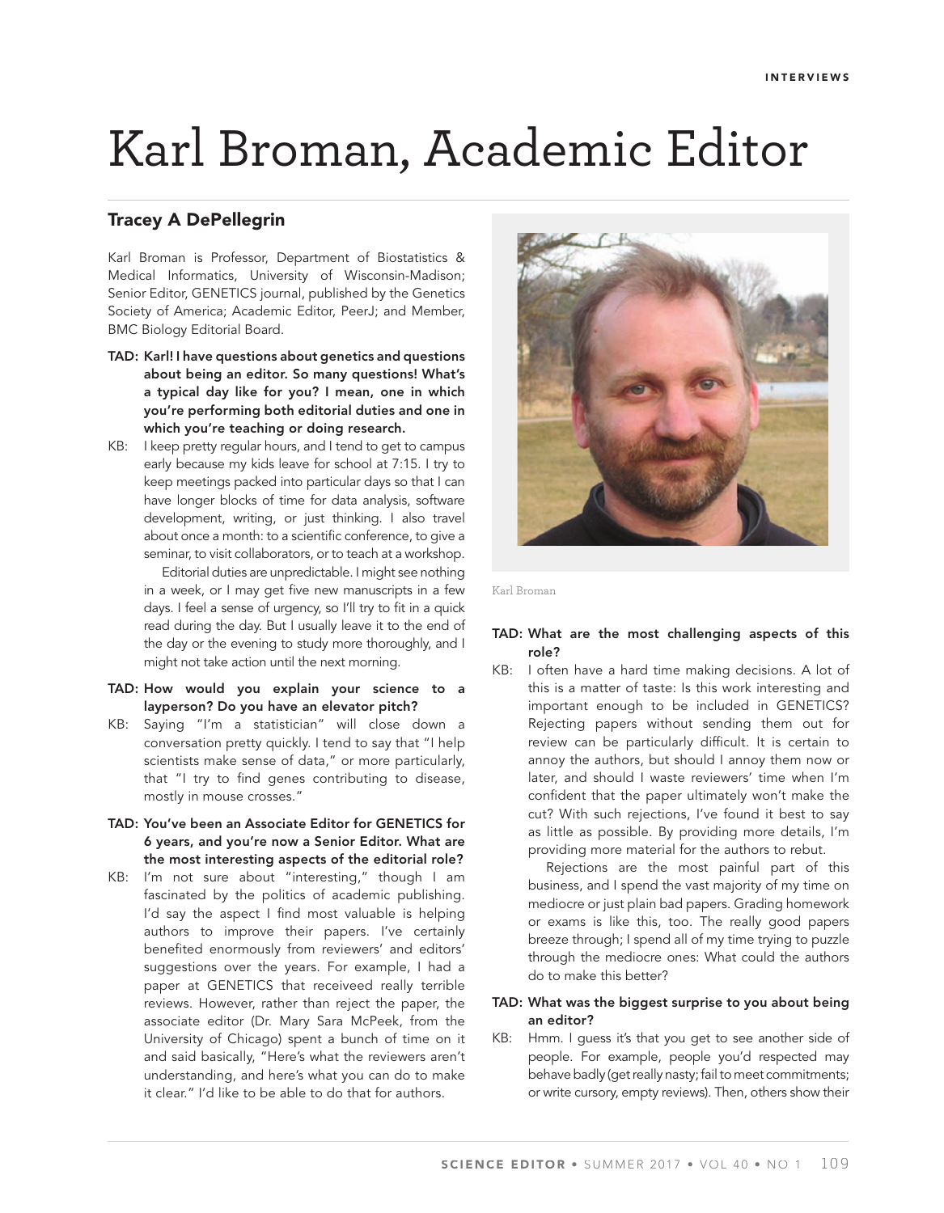# Karl Broman, Academic Editor

## Tracey A DePellegrin

Karl Broman is Professor, Department of Biostatistics & Medical Informatics, University of Wisconsin-Madison; Senior Editor, GENETICS journal, published by the Genetics Society of America; Academic Editor, PeerJ; and Member, BMC Biology Editorial Board.

**TAD: Karl! I have questions about genetics and questions about being an editor. So many questions! What's a typical day like for you? I mean, one in which you're performing both editorial duties and one in which you're teaching or doing research.**

KB: I keep pretty regular hours, and I tend to get to campus early because my kids leave for school at 7:15. I try to keep meetings packed into particular days so that I can have longer blocks of time for data analysis, software development, writing, or just thinking. I also travel about once a month: to a scientific conference, to give a seminar, to visit collaborators, or to teach at a workshop.

Editorial duties are unpredictable. I might see nothing in a week, or I may get five new manuscripts in a few days. I feel a sense of urgency, so I'll try to fit in a quick read during the day. But I usually leave it to the end of the day or the evening to study more thoroughly, and I might not take action until the next morning.

**TAD: How would you explain your science to a layperson? Do you have an elevator pitch?**

KB: Saying "I'm a statistician" will close down a conversation pretty quickly. I tend to say that "I help scientists make sense of data," or more particularly, that "I try to find genes contributing to disease, mostly in mouse crosses."

**TAD: You've been an Associate Editor for GENETICS for 6 years, and you're now a Senior Editor. What are the most interesting aspects of the editorial role?**

KB: I'm not sure about "interesting," though I am fascinated by the politics of academic publishing. I'd say the aspect I find most valuable is helping authors to improve their papers. I've certainly benefited enormously from reviewers' and editors' suggestions over the years. For example, I had a paper at GENETICS that receiveed really terrible reviews. However, rather than reject the paper, the associate editor (Dr. Mary Sara McPeek, from the University of Chicago) spent a bunch of time on it and said basically, "Here's what the reviewers aren't understanding, and here's what you can do to make it clear." I'd like to be able to do that for authors.

Karl Broman

**TAD: What are the most challenging aspects of this role?**

KB: I often have a hard time making decisions. A lot of this is a matter of taste: Is this work interesting and important enough to be included in GENETICS? Rejecting papers without sending them out for review can be particularly difficult. It is certain to annoy the authors, but should I annoy them now or later, and should I waste reviewers' time when I'm confident that the paper ultimately won't make the cut? With such rejections, I've found it best to say as little as possible. By providing more details, I'm providing more material for the authors to rebut.

Rejections are the most painful part of this business, and I spend the vast majority of my time on mediocre or just plain bad papers. Grading homework or exams is like this, too. The really good papers breeze through; I spend all of my time trying to puzzle through the mediocre ones: What could the authors do to make this better?

**TAD: What was the biggest surprise to you about being an editor?**

KB: Hmm. I guess it's that you get to see another side of people. For example, people you'd respected may behave badly (get really nasty; fail to meet commitments; or write cursory, empty reviews). Then, others show their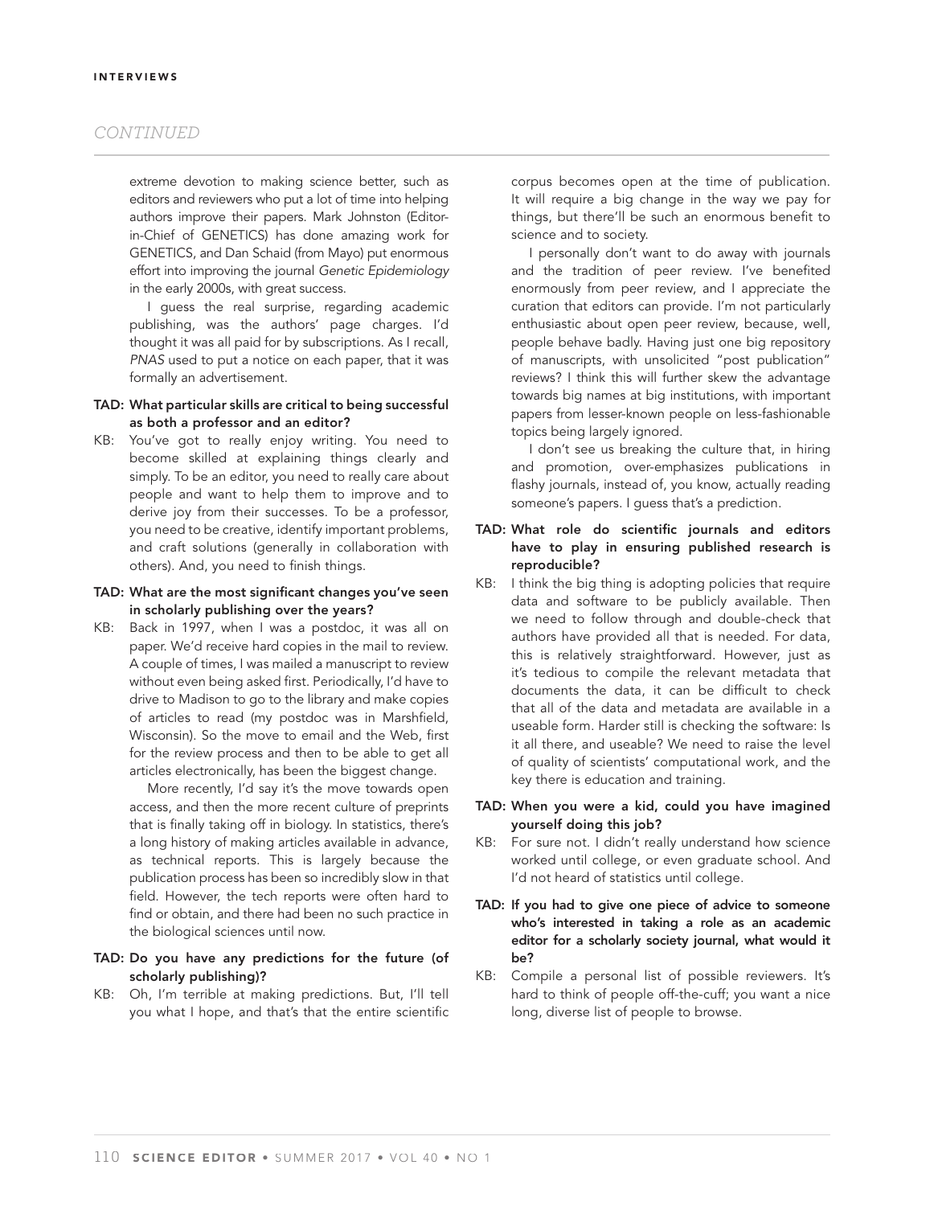extreme devotion to making science better, such as editors and reviewers who put a lot of time into helping authors improve their papers. Mark Johnston (Editor-in-Chief of GENETICS) has done amazing work for GENETICS, and Dan Schaid (from Mayo) put enormous effort into improving the journal *Genetic Epidemiology* in the early 2000s, with great success.

I guess the real surprise, regarding academic publishing, was the authors' page charges. I'd thought it was all paid for by subscriptions. As I recall, *PNAS* used to put a notice on each paper, that it was formally an advertisement.

**TAD: What particular skills are critical to being successful as both a professor and an editor?**

KB: You've got to really enjoy writing. You need to become skilled at explaining things clearly and simply. To be an editor, you need to really care about people and want to help them to improve and to derive joy from their successes. To be a professor, you need to be creative, identify important problems, and craft solutions (generally in collaboration with others). And, you need to finish things.

**TAD: What are the most significant changes you've seen in scholarly publishing over the years?**

KB: Back in 1997, when I was a postdoc, it was all on paper. We'd receive hard copies in the mail to review. A couple of times, I was mailed a manuscript to review without even being asked first. Periodically, I'd have to drive to Madison to go to the library and make copies of articles to read (my postdoc was in Marshfield, Wisconsin). So the move to email and the Web, first for the review process and then to be able to get all articles electronically, has been the biggest change.

More recently, I'd say it's the move towards open access, and then the more recent culture of preprints that is finally taking off in biology. In statistics, there's a long history of making articles available in advance, as technical reports. This is largely because the publication process has been so incredibly slow in that field. However, the tech reports were often hard to find or obtain, and there had been no such practice in the biological sciences until now.

**TAD: Do you have any predictions for the future (of scholarly publishing)?**

KB: Oh, I'm terrible at making predictions. But, I'll tell you what I hope, and that's that the entire scientific corpus becomes open at the time of publication. It will require a big change in the way we pay for things, but there'll be such an enormous benefit to science and to society.

I personally don't want to do away with journals and the tradition of peer review. I've benefited enormously from peer review, and I appreciate the curation that editors can provide. I'm not particularly enthusiastic about open peer review, because, well, people behave badly. Having just one big repository of manuscripts, with unsolicited "post publication" reviews? I think this will further skew the advantage towards big names at big institutions, with important papers from lesser-known people on less-fashionable topics being largely ignored.

I don't see us breaking the culture that, in hiring and promotion, over-emphasizes publications in flashy journals, instead of, you know, actually reading someone's papers. I guess that's a prediction.

**TAD: What role do scientific journals and editors have to play in ensuring published research is reproducible?**

KB: I think the big thing is adopting policies that require data and software to be publicly available. Then we need to follow through and double-check that authors have provided all that is needed. For data, this is relatively straightforward. However, just as it's tedious to compile the relevant metadata that documents the data, it can be difficult to check that all of the data and metadata are available in a useable form. Harder still is checking the software: Is it all there, and useable? We need to raise the level of quality of scientists' computational work, and the key there is education and training.

**TAD: When you were a kid, could you have imagined yourself doing this job?**

KB: For sure not. I didn't really understand how science worked until college, or even graduate school. And I'd not heard of statistics until college.

**TAD: If you had to give one piece of advice to someone who's interested in taking a role as an academic editor for a scholarly society journal, what would it be?**

KB: Compile a personal list of possible reviewers. It's hard to think of people off-the-cuff; you want a nice long, diverse list of people to browse.